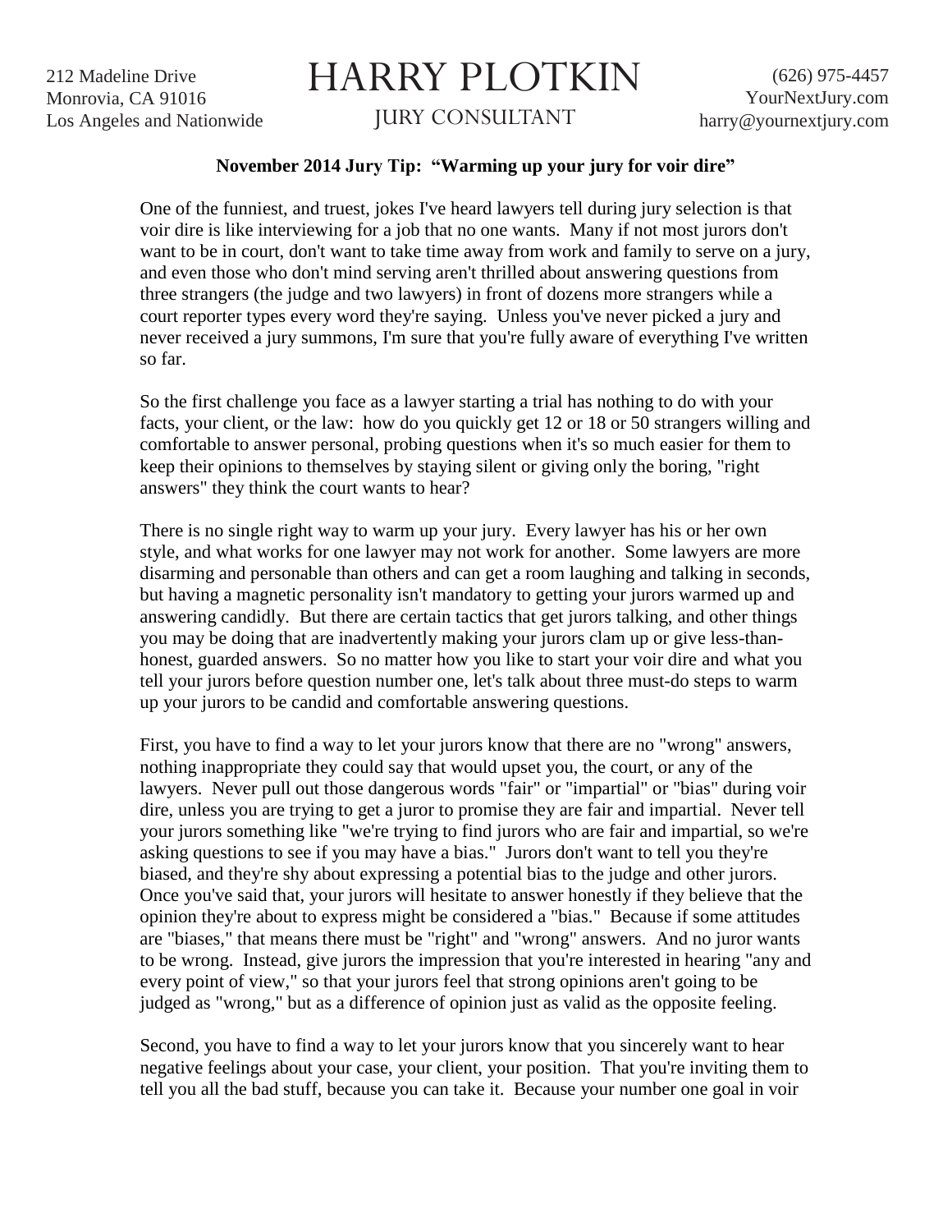212 Madeline Drive
Monrovia, CA 91016
Los Angeles and Nationwide

# HARRY PLOTKIN

JURY CONSULTANT

(626) 975-4457
YourNextJury.com
harry@yournextjury.com

**November 2014 Jury Tip: "Warming up your jury for voir dire"**

One of the funniest, and truest, jokes I've heard lawyers tell during jury selection is that voir dire is like interviewing for a job that no one wants. Many if not most jurors don't want to be in court, don't want to take time away from work and family to serve on a jury, and even those who don't mind serving aren't thrilled about answering questions from three strangers (the judge and two lawyers) in front of dozens more strangers while a court reporter types every word they're saying. Unless you've never picked a jury and never received a jury summons, I'm sure that you're fully aware of everything I've written so far.

So the first challenge you face as a lawyer starting a trial has nothing to do with your facts, your client, or the law: how do you quickly get 12 or 18 or 50 strangers willing and comfortable to answer personal, probing questions when it's so much easier for them to keep their opinions to themselves by staying silent or giving only the boring, "right answers" they think the court wants to hear?

There is no single right way to warm up your jury. Every lawyer has his or her own style, and what works for one lawyer may not work for another. Some lawyers are more disarming and personable than others and can get a room laughing and talking in seconds, but having a magnetic personality isn't mandatory to getting your jurors warmed up and answering candidly. But there are certain tactics that get jurors talking, and other things you may be doing that are inadvertently making your jurors clam up or give less-than-honest, guarded answers. So no matter how you like to start your voir dire and what you tell your jurors before question number one, let's talk about three must-do steps to warm up your jurors to be candid and comfortable answering questions.

First, you have to find a way to let your jurors know that there are no "wrong" answers, nothing inappropriate they could say that would upset you, the court, or any of the lawyers. Never pull out those dangerous words "fair" or "impartial" or "bias" during voir dire, unless you are trying to get a juror to promise they are fair and impartial. Never tell your jurors something like "we're trying to find jurors who are fair and impartial, so we're asking questions to see if you may have a bias." Jurors don't want to tell you they're biased, and they're shy about expressing a potential bias to the judge and other jurors. Once you've said that, your jurors will hesitate to answer honestly if they believe that the opinion they're about to express might be considered a "bias." Because if some attitudes are "biases," that means there must be "right" and "wrong" answers. And no juror wants to be wrong. Instead, give jurors the impression that you're interested in hearing "any and every point of view," so that your jurors feel that strong opinions aren't going to be judged as "wrong," but as a difference of opinion just as valid as the opposite feeling.

Second, you have to find a way to let your jurors know that you sincerely want to hear negative feelings about your case, your client, your position. That you're inviting them to tell you all the bad stuff, because you can take it. Because your number one goal in voir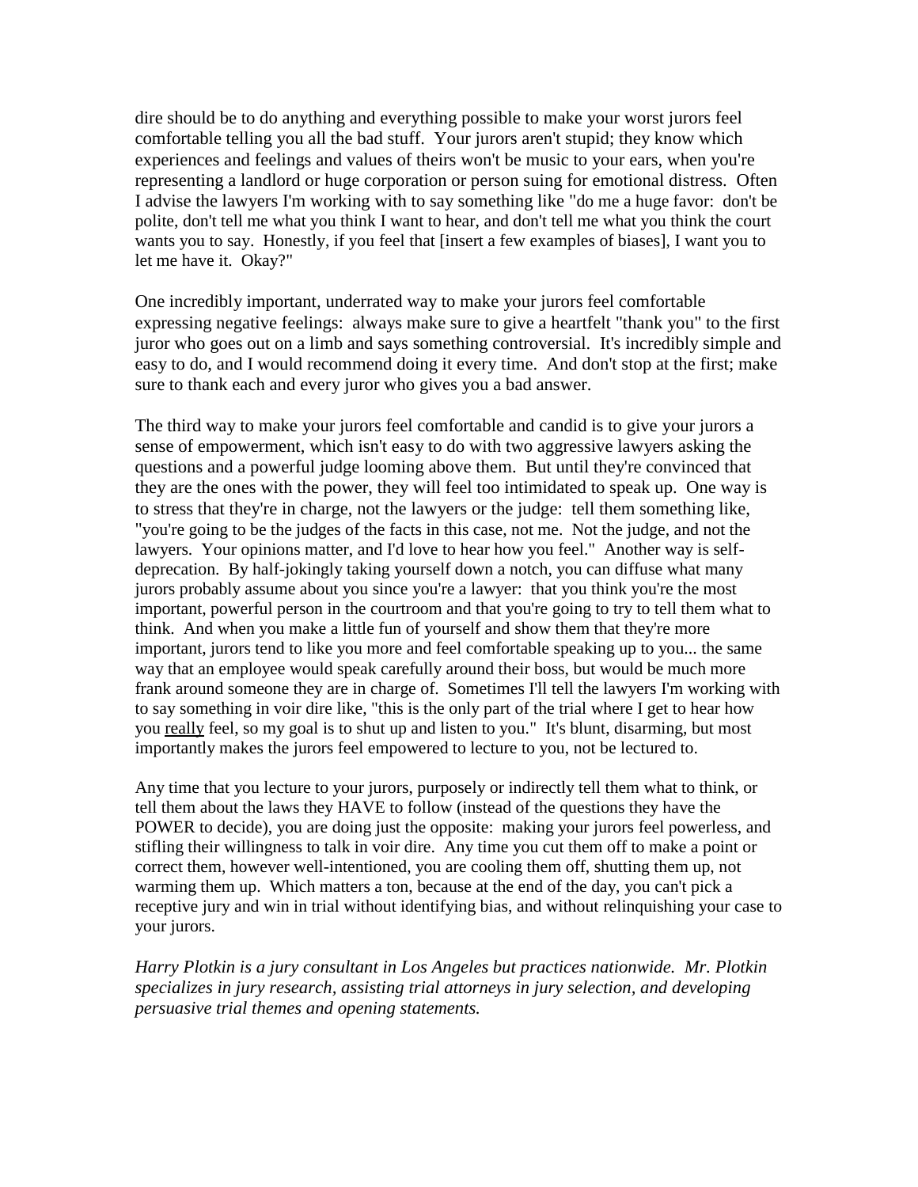dire should be to do anything and everything possible to make your worst jurors feel comfortable telling you all the bad stuff. Your jurors aren't stupid; they know which experiences and feelings and values of theirs won't be music to your ears, when you're representing a landlord or huge corporation or person suing for emotional distress. Often I advise the lawyers I'm working with to say something like "do me a huge favor: don't be polite, don't tell me what you think I want to hear, and don't tell me what you think the court wants you to say. Honestly, if you feel that [insert a few examples of biases], I want you to let me have it. Okay?"

One incredibly important, underrated way to make your jurors feel comfortable expressing negative feelings: always make sure to give a heartfelt "thank you" to the first juror who goes out on a limb and says something controversial. It's incredibly simple and easy to do, and I would recommend doing it every time. And don't stop at the first; make sure to thank each and every juror who gives you a bad answer.

The third way to make your jurors feel comfortable and candid is to give your jurors a sense of empowerment, which isn't easy to do with two aggressive lawyers asking the questions and a powerful judge looming above them. But until they're convinced that they are the ones with the power, they will feel too intimidated to speak up. One way is to stress that they're in charge, not the lawyers or the judge: tell them something like, "you're going to be the judges of the facts in this case, not me. Not the judge, and not the lawyers. Your opinions matter, and I'd love to hear how you feel." Another way is self-deprecation. By half-jokingly taking yourself down a notch, you can diffuse what many jurors probably assume about you since you're a lawyer: that you think you're the most important, powerful person in the courtroom and that you're going to try to tell them what to think. And when you make a little fun of yourself and show them that they're more important, jurors tend to like you more and feel comfortable speaking up to you... the same way that an employee would speak carefully around their boss, but would be much more frank around someone they are in charge of. Sometimes I'll tell the lawyers I'm working with to say something in voir dire like, "this is the only part of the trial where I get to hear how you <u>really</u> feel, so my goal is to shut up and listen to you." It's blunt, disarming, but most importantly makes the jurors feel empowered to lecture to you, not be lectured to.

Any time that you lecture to your jurors, purposely or indirectly tell them what to think, or tell them about the laws they HAVE to follow (instead of the questions they have the POWER to decide), you are doing just the opposite: making your jurors feel powerless, and stifling their willingness to talk in voir dire. Any time you cut them off to make a point or correct them, however well-intentioned, you are cooling them off, shutting them up, not warming them up. Which matters a ton, because at the end of the day, you can't pick a receptive jury and win in trial without identifying bias, and without relinquishing your case to your jurors.

*Harry Plotkin is a jury consultant in Los Angeles but practices nationwide. Mr. Plotkin specializes in jury research, assisting trial attorneys in jury selection, and developing persuasive trial themes and opening statements.*